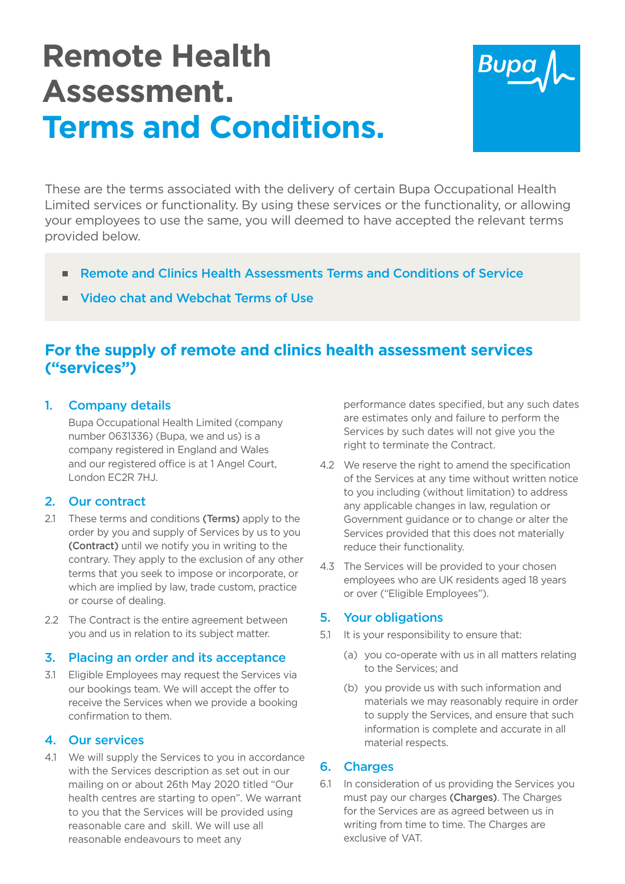# Remote Health Assessment.
# Terms and Conditions.

These are the terms associated with the delivery of certain Bupa Occupational Health Limited services or functionality. By using these services or the functionality, or allowing your employees to use the same, you will deemed to have accepted the relevant terms provided below.

- Remote and Clinics Health Assessments Terms and Conditions of Service
- Video chat and Webchat Terms of Use

## For the supply of remote and clinics health assessment services ("services")

### 1. Company details

Bupa Occupational Health Limited (company number 0631336) (Bupa, we and us) is a company registered in England and Wales and our registered office is at 1 Angel Court, London EC2R 7HJ.

### 2. Our contract

2.1 These terms and conditions **(Terms)** apply to the order by you and supply of Services by us to you **(Contract)** until we notify you in writing to the contrary. They apply to the exclusion of any other terms that you seek to impose or incorporate, or which are implied by law, trade custom, practice or course of dealing.

2.2 The Contract is the entire agreement between you and us in relation to its subject matter.

### 3. Placing an order and its acceptance

3.1 Eligible Employees may request the Services via our bookings team. We will accept the offer to receive the Services when we provide a booking confirmation to them.

### 4. Our services

4.1 We will supply the Services to you in accordance with the Services description as set out in our mailing on or about 26th May 2020 titled "Our health centres are starting to open". We warrant to you that the Services will be provided using reasonable care and skill. We will use all reasonable endeavours to meet any performance dates specified, but any such dates are estimates only and failure to perform the Services by such dates will not give you the right to terminate the Contract.

4.2 We reserve the right to amend the specification of the Services at any time without written notice to you including (without limitation) to address any applicable changes in law, regulation or Government guidance or to change or alter the Services provided that this does not materially reduce their functionality.

4.3 The Services will be provided to your chosen employees who are UK residents aged 18 years or over ("Eligible Employees").

### 5. Your obligations

5.1 It is your responsibility to ensure that:

(a) you co-operate with us in all matters relating to the Services; and

(b) you provide us with such information and materials we may reasonably require in order to supply the Services, and ensure that such information is complete and accurate in all material respects.

### 6. Charges

6.1 In consideration of us providing the Services you must pay our charges **(Charges)**. The Charges for the Services are as agreed between us in writing from time to time. The Charges are exclusive of VAT.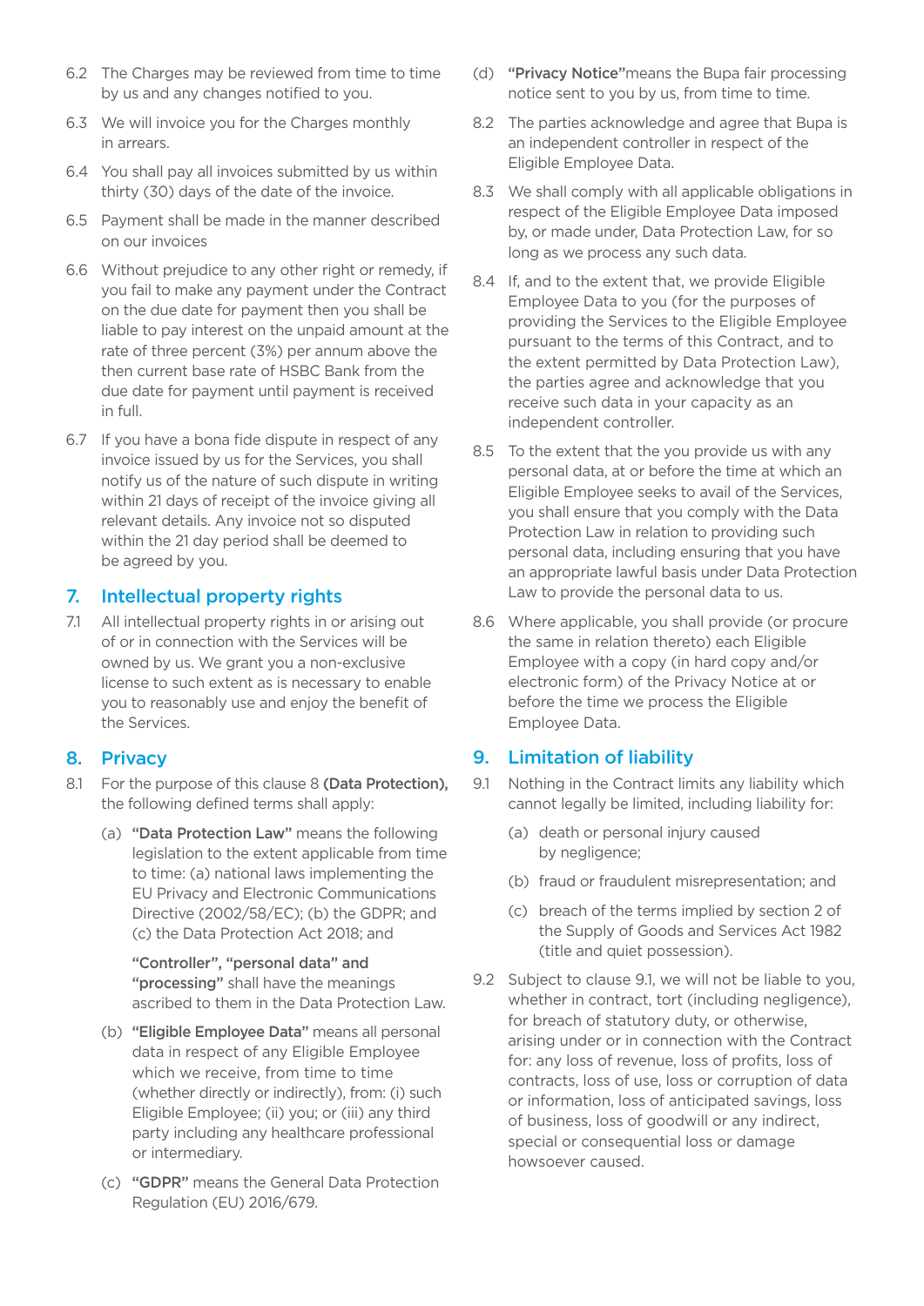6.2 The Charges may be reviewed from time to time by us and any changes notified to you.

6.3 We will invoice you for the Charges monthly in arrears.

6.4 You shall pay all invoices submitted by us within thirty (30) days of the date of the invoice.

6.5 Payment shall be made in the manner described on our invoices

6.6 Without prejudice to any other right or remedy, if you fail to make any payment under the Contract on the due date for payment then you shall be liable to pay interest on the unpaid amount at the rate of three percent (3%) per annum above the then current base rate of HSBC Bank from the due date for payment until payment is received in full.

6.7 If you have a bona fide dispute in respect of any invoice issued by us for the Services, you shall notify us of the nature of such dispute in writing within 21 days of receipt of the invoice giving all relevant details. Any invoice not so disputed within the 21 day period shall be deemed to be agreed by you.

## 7. Intellectual property rights

7.1 All intellectual property rights in or arising out of or in connection with the Services will be owned by us. We grant you a non-exclusive license to such extent as is necessary to enable you to reasonably use and enjoy the benefit of the Services.

## 8. Privacy

8.1 For the purpose of this clause 8 **(Data Protection),** the following defined terms shall apply:

(a) **"Data Protection Law"** means the following legislation to the extent applicable from time to time: (a) national laws implementing the EU Privacy and Electronic Communications Directive (2002/58/EC); (b) the GDPR; and (c) the Data Protection Act 2018; and

**"Controller", "personal data"** and **"processing"** shall have the meanings ascribed to them in the Data Protection Law.

(b) **"Eligible Employee Data"** means all personal data in respect of any Eligible Employee which we receive, from time to time (whether directly or indirectly), from: (i) such Eligible Employee; (ii) you; or (iii) any third party including any healthcare professional or intermediary.

(c) **"GDPR"** means the General Data Protection Regulation (EU) 2016/679.

(d) **"Privacy Notice"**means the Bupa fair processing notice sent to you by us, from time to time.

8.2 The parties acknowledge and agree that Bupa is an independent controller in respect of the Eligible Employee Data.

8.3 We shall comply with all applicable obligations in respect of the Eligible Employee Data imposed by, or made under, Data Protection Law, for so long as we process any such data.

8.4 If, and to the extent that, we provide Eligible Employee Data to you (for the purposes of providing the Services to the Eligible Employee pursuant to the terms of this Contract, and to the extent permitted by Data Protection Law), the parties agree and acknowledge that you receive such data in your capacity as an independent controller.

8.5 To the extent that the you provide us with any personal data, at or before the time at which an Eligible Employee seeks to avail of the Services, you shall ensure that you comply with the Data Protection Law in relation to providing such personal data, including ensuring that you have an appropriate lawful basis under Data Protection Law to provide the personal data to us.

8.6 Where applicable, you shall provide (or procure the same in relation thereto) each Eligible Employee with a copy (in hard copy and/or electronic form) of the Privacy Notice at or before the time we process the Eligible Employee Data.

## 9. Limitation of liability

9.1 Nothing in the Contract limits any liability which cannot legally be limited, including liability for:

(a) death or personal injury caused by negligence;

(b) fraud or fraudulent misrepresentation; and

(c) breach of the terms implied by section 2 of the Supply of Goods and Services Act 1982 (title and quiet possession).

9.2 Subject to clause 9.1, we will not be liable to you, whether in contract, tort (including negligence), for breach of statutory duty, or otherwise, arising under or in connection with the Contract for: any loss of revenue, loss of profits, loss of contracts, loss of use, loss or corruption of data or information, loss of anticipated savings, loss of business, loss of goodwill or any indirect, special or consequential loss or damage howsoever caused.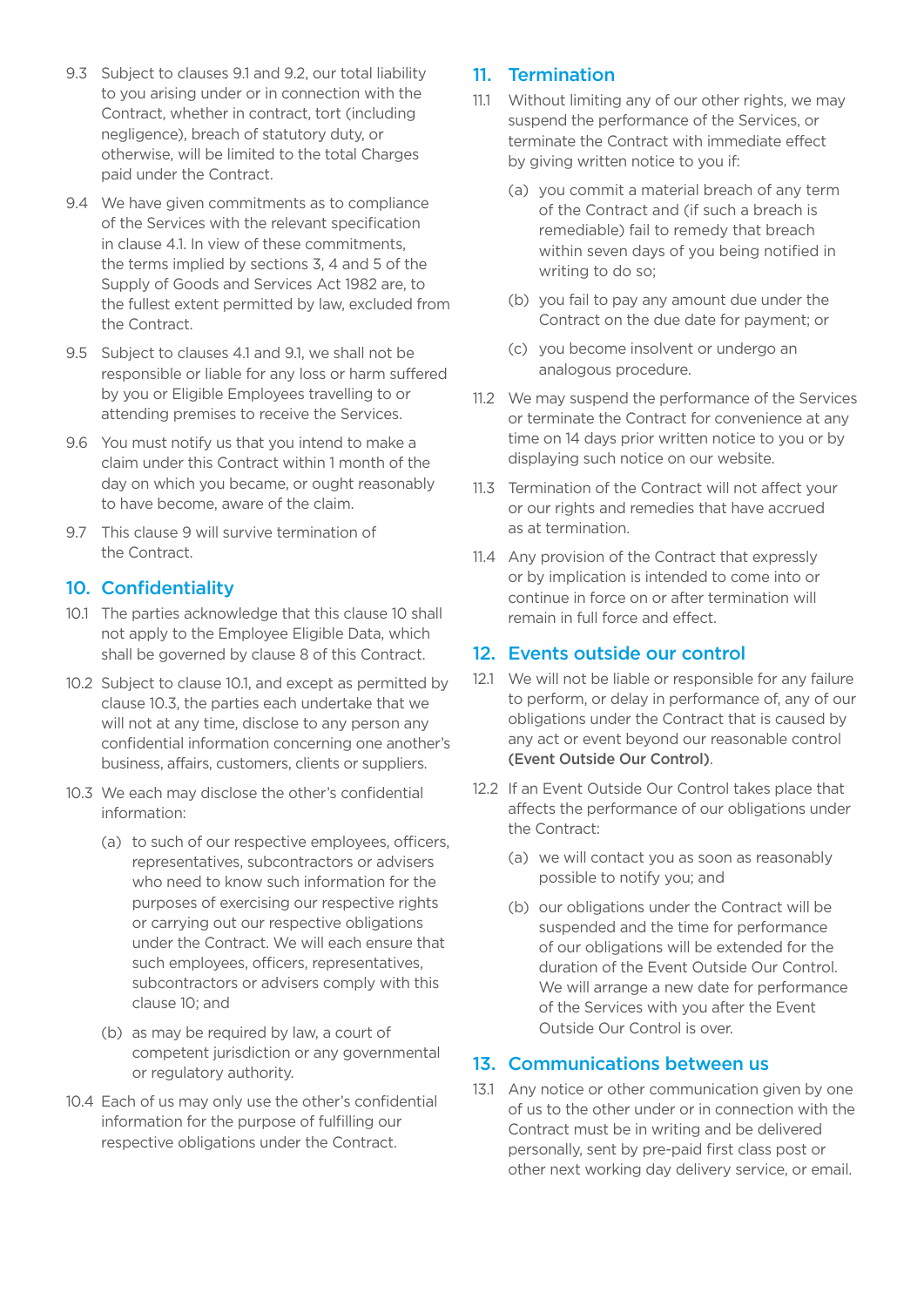9.3 Subject to clauses 9.1 and 9.2, our total liability to you arising under or in connection with the Contract, whether in contract, tort (including negligence), breach of statutory duty, or otherwise, will be limited to the total Charges paid under the Contract.

9.4 We have given commitments as to compliance of the Services with the relevant specification in clause 4.1. In view of these commitments, the terms implied by sections 3, 4 and 5 of the Supply of Goods and Services Act 1982 are, to the fullest extent permitted by law, excluded from the Contract.

9.5 Subject to clauses 4.1 and 9.1, we shall not be responsible or liable for any loss or harm suffered by you or Eligible Employees travelling to or attending premises to receive the Services.

9.6 You must notify us that you intend to make a claim under this Contract within 1 month of the day on which you became, or ought reasonably to have become, aware of the claim.

9.7 This clause 9 will survive termination of the Contract.

## 10. Confidentiality

10.1 The parties acknowledge that this clause 10 shall not apply to the Employee Eligible Data, which shall be governed by clause 8 of this Contract.

10.2 Subject to clause 10.1, and except as permitted by clause 10.3, the parties each undertake that we will not at any time, disclose to any person any confidential information concerning one another's business, affairs, customers, clients or suppliers.

10.3 We each may disclose the other's confidential information:

- (a) to such of our respective employees, officers, representatives, subcontractors or advisers who need to know such information for the purposes of exercising our respective rights or carrying out our respective obligations under the Contract. We will each ensure that such employees, officers, representatives, subcontractors or advisers comply with this clause 10; and
- (b) as may be required by law, a court of competent jurisdiction or any governmental or regulatory authority.

10.4 Each of us may only use the other's confidential information for the purpose of fulfilling our respective obligations under the Contract.

## 11. Termination

11.1 Without limiting any of our other rights, we may suspend the performance of the Services, or terminate the Contract with immediate effect by giving written notice to you if:

- (a) you commit a material breach of any term of the Contract and (if such a breach is remediable) fail to remedy that breach within seven days of you being notified in writing to do so;
- (b) you fail to pay any amount due under the Contract on the due date for payment; or
- (c) you become insolvent or undergo an analogous procedure.

11.2 We may suspend the performance of the Services or terminate the Contract for convenience at any time on 14 days prior written notice to you or by displaying such notice on our website.

11.3 Termination of the Contract will not affect your or our rights and remedies that have accrued as at termination.

11.4 Any provision of the Contract that expressly or by implication is intended to come into or continue in force on or after termination will remain in full force and effect.

## 12. Events outside our control

12.1 We will not be liable or responsible for any failure to perform, or delay in performance of, any of our obligations under the Contract that is caused by any act or event beyond our reasonable control **(Event Outside Our Control)**.

12.2 If an Event Outside Our Control takes place that affects the performance of our obligations under the Contract:

- (a) we will contact you as soon as reasonably possible to notify you; and
- (b) our obligations under the Contract will be suspended and the time for performance of our obligations will be extended for the duration of the Event Outside Our Control. We will arrange a new date for performance of the Services with you after the Event Outside Our Control is over.

## 13. Communications between us

13.1 Any notice or other communication given by one of us to the other under or in connection with the Contract must be in writing and be delivered personally, sent by pre-paid first class post or other next working day delivery service, or email.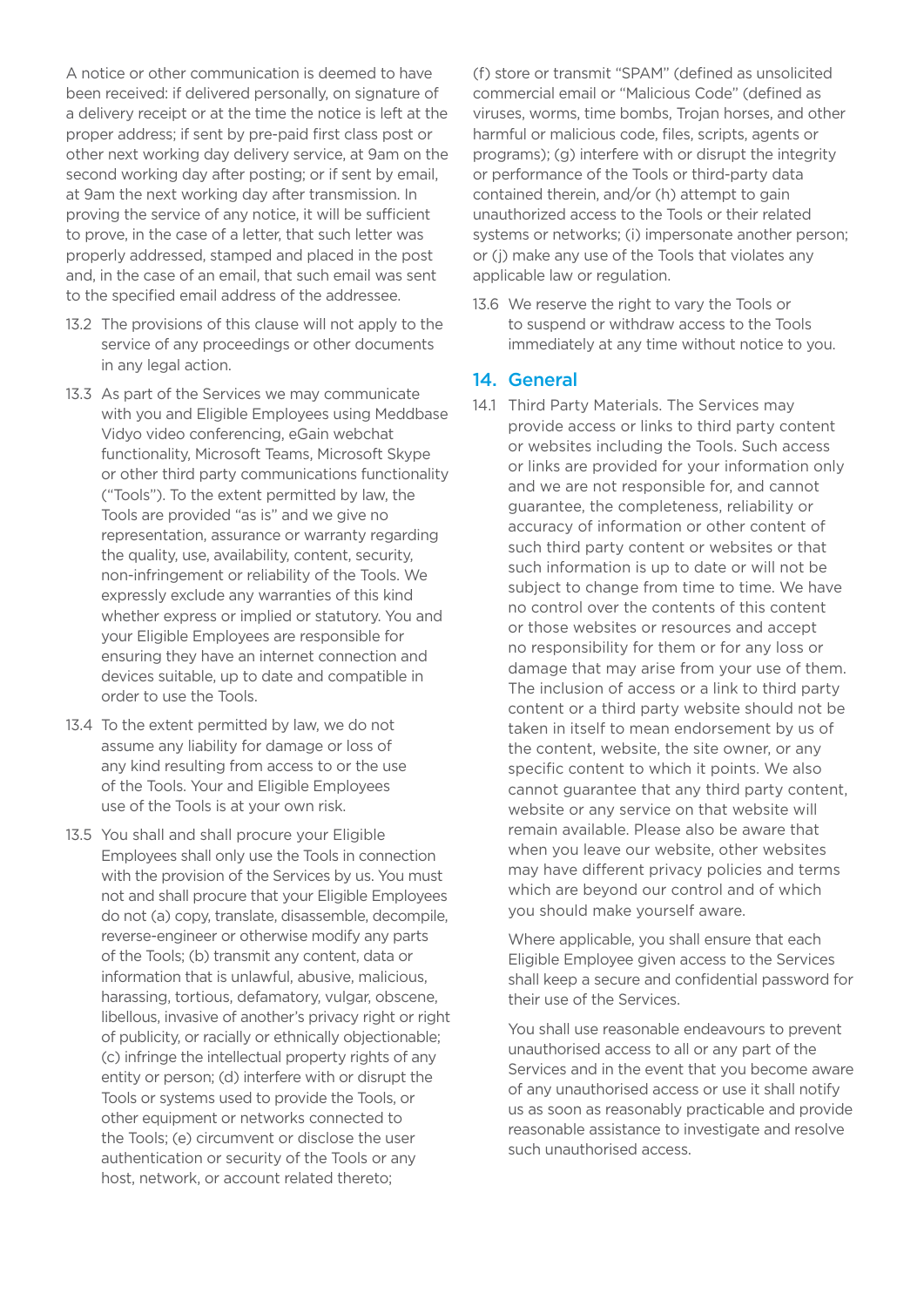A notice or other communication is deemed to have been received: if delivered personally, on signature of a delivery receipt or at the time the notice is left at the proper address; if sent by pre-paid first class post or other next working day delivery service, at 9am on the second working day after posting; or if sent by email, at 9am the next working day after transmission. In proving the service of any notice, it will be sufficient to prove, in the case of a letter, that such letter was properly addressed, stamped and placed in the post and, in the case of an email, that such email was sent to the specified email address of the addressee.

13.2 The provisions of this clause will not apply to the service of any proceedings or other documents in any legal action.

13.3 As part of the Services we may communicate with you and Eligible Employees using Meddbase Vidyo video conferencing, eGain webchat functionality, Microsoft Teams, Microsoft Skype or other third party communications functionality ("Tools"). To the extent permitted by law, the Tools are provided "as is" and we give no representation, assurance or warranty regarding the quality, use, availability, content, security, non-infringement or reliability of the Tools. We expressly exclude any warranties of this kind whether express or implied or statutory. You and your Eligible Employees are responsible for ensuring they have an internet connection and devices suitable, up to date and compatible in order to use the Tools.

13.4 To the extent permitted by law, we do not assume any liability for damage or loss of any kind resulting from access to or the use of the Tools. Your and Eligible Employees use of the Tools is at your own risk.

13.5 You shall and shall procure your Eligible Employees shall only use the Tools in connection with the provision of the Services by us. You must not and shall procure that your Eligible Employees do not (a) copy, translate, disassemble, decompile, reverse-engineer or otherwise modify any parts of the Tools; (b) transmit any content, data or information that is unlawful, abusive, malicious, harassing, tortious, defamatory, vulgar, obscene, libellous, invasive of another's privacy right or right of publicity, or racially or ethnically objectionable; (c) infringe the intellectual property rights of any entity or person; (d) interfere with or disrupt the Tools or systems used to provide the Tools, or other equipment or networks connected to the Tools; (e) circumvent or disclose the user authentication or security of the Tools or any host, network, or account related thereto; (f) store or transmit "SPAM" (defined as unsolicited commercial email or "Malicious Code" (defined as viruses, worms, time bombs, Trojan horses, and other harmful or malicious code, files, scripts, agents or programs); (g) interfere with or disrupt the integrity or performance of the Tools or third-party data contained therein, and/or (h) attempt to gain unauthorized access to the Tools or their related systems or networks; (i) impersonate another person; or (j) make any use of the Tools that violates any applicable law or regulation.

13.6 We reserve the right to vary the Tools or to suspend or withdraw access to the Tools immediately at any time without notice to you.

## 14. General

14.1 Third Party Materials. The Services may provide access or links to third party content or websites including the Tools. Such access or links are provided for your information only and we are not responsible for, and cannot guarantee, the completeness, reliability or accuracy of information or other content of such third party content or websites or that such information is up to date or will not be subject to change from time to time. We have no control over the contents of this content or those websites or resources and accept no responsibility for them or for any loss or damage that may arise from your use of them. The inclusion of access or a link to third party content or a third party website should not be taken in itself to mean endorsement by us of the content, website, the site owner, or any specific content to which it points. We also cannot guarantee that any third party content, website or any service on that website will remain available. Please also be aware that when you leave our website, other websites may have different privacy policies and terms which are beyond our control and of which you should make yourself aware.

Where applicable, you shall ensure that each Eligible Employee given access to the Services shall keep a secure and confidential password for their use of the Services.

You shall use reasonable endeavours to prevent unauthorised access to all or any part of the Services and in the event that you become aware of any unauthorised access or use it shall notify us as soon as reasonably practicable and provide reasonable assistance to investigate and resolve such unauthorised access.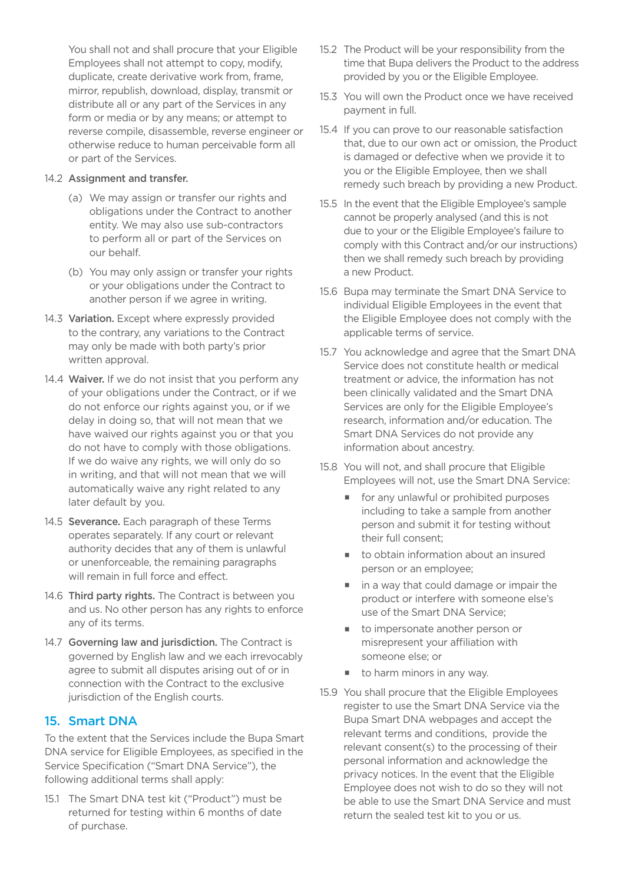You shall not and shall procure that your Eligible Employees shall not attempt to copy, modify, duplicate, create derivative work from, frame, mirror, republish, download, display, transmit or distribute all or any part of the Services in any form or media or by any means; or attempt to reverse compile, disassemble, reverse engineer or otherwise reduce to human perceivable form all or part of the Services.

14.2 **Assignment and transfer.**

(a) We may assign or transfer our rights and obligations under the Contract to another entity. We may also use sub-contractors to perform all or part of the Services on our behalf.

(b) You may only assign or transfer your rights or your obligations under the Contract to another person if we agree in writing.

14.3 **Variation.** Except where expressly provided to the contrary, any variations to the Contract may only be made with both party's prior written approval.

14.4 **Waiver.** If we do not insist that you perform any of your obligations under the Contract, or if we do not enforce our rights against you, or if we delay in doing so, that will not mean that we have waived our rights against you or that you do not have to comply with those obligations. If we do waive any rights, we will only do so in writing, and that will not mean that we will automatically waive any right related to any later default by you.

14.5 **Severance.** Each paragraph of these Terms operates separately. If any court or relevant authority decides that any of them is unlawful or unenforceable, the remaining paragraphs will remain in full force and effect.

14.6 **Third party rights.** The Contract is between you and us. No other person has any rights to enforce any of its terms.

14.7 **Governing law and jurisdiction.** The Contract is governed by English law and we each irrevocably agree to submit all disputes arising out of or in connection with the Contract to the exclusive jurisdiction of the English courts.

## 15. Smart DNA

To the extent that the Services include the Bupa Smart DNA service for Eligible Employees, as specified in the Service Specification ("Smart DNA Service"), the following additional terms shall apply:

15.1 The Smart DNA test kit ("Product") must be returned for testing within 6 months of date of purchase.

15.2 The Product will be your responsibility from the time that Bupa delivers the Product to the address provided by you or the Eligible Employee.

15.3 You will own the Product once we have received payment in full.

15.4 If you can prove to our reasonable satisfaction that, due to our own act or omission, the Product is damaged or defective when we provide it to you or the Eligible Employee, then we shall remedy such breach by providing a new Product.

15.5 In the event that the Eligible Employee's sample cannot be properly analysed (and this is not due to your or the Eligible Employee's failure to comply with this Contract and/or our instructions) then we shall remedy such breach by providing a new Product.

15.6 Bupa may terminate the Smart DNA Service to individual Eligible Employees in the event that the Eligible Employee does not comply with the applicable terms of service.

15.7 You acknowledge and agree that the Smart DNA Service does not constitute health or medical treatment or advice, the information has not been clinically validated and the Smart DNA Services are only for the Eligible Employee's research, information and/or education. The Smart DNA Services do not provide any information about ancestry.

15.8 You will not, and shall procure that Eligible Employees will not, use the Smart DNA Service:

- for any unlawful or prohibited purposes including to take a sample from another person and submit it for testing without their full consent;
- to obtain information about an insured person or an employee;
- in a way that could damage or impair the product or interfere with someone else's use of the Smart DNA Service;
- to impersonate another person or misrepresent your affiliation with someone else; or
- to harm minors in any way.

15.9 You shall procure that the Eligible Employees register to use the Smart DNA Service via the Bupa Smart DNA webpages and accept the relevant terms and conditions, provide the relevant consent(s) to the processing of their personal information and acknowledge the privacy notices. In the event that the Eligible Employee does not wish to do so they will not be able to use the Smart DNA Service and must return the sealed test kit to you or us.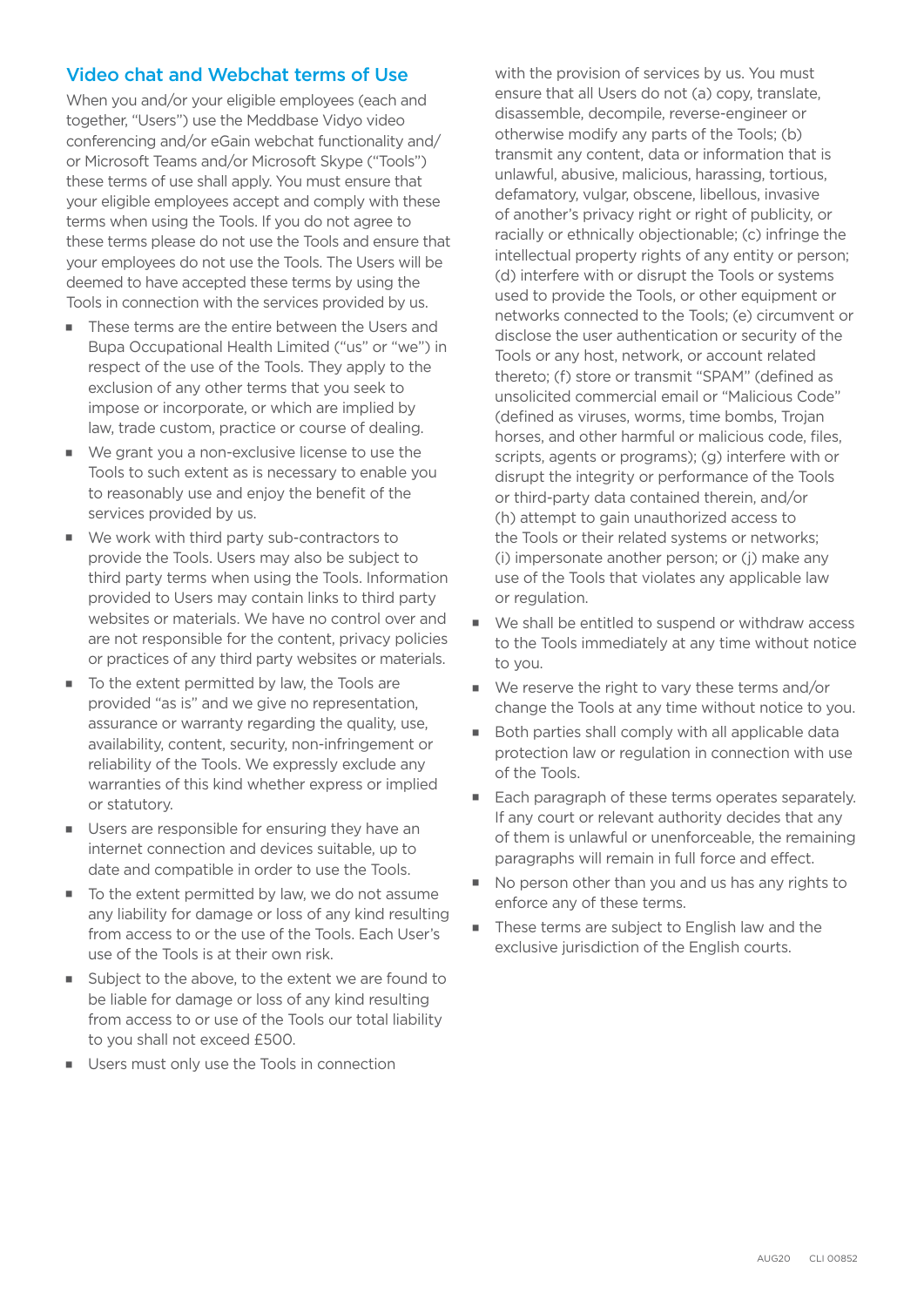## Video chat and Webchat terms of Use

When you and/or your eligible employees (each and together, "Users") use the Meddbase Vidyo video conferencing and/or eGain webchat functionality and/or Microsoft Teams and/or Microsoft Skype ("Tools") these terms of use shall apply. You must ensure that your eligible employees accept and comply with these terms when using the Tools. If you do not agree to these terms please do not use the Tools and ensure that your employees do not use the Tools. The Users will be deemed to have accepted these terms by using the Tools in connection with the services provided by us.

- These terms are the entire between the Users and Bupa Occupational Health Limited ("us" or "we") in respect of the use of the Tools. They apply to the exclusion of any other terms that you seek to impose or incorporate, or which are implied by law, trade custom, practice or course of dealing.
- We grant you a non-exclusive license to use the Tools to such extent as is necessary to enable you to reasonably use and enjoy the benefit of the services provided by us.
- We work with third party sub-contractors to provide the Tools. Users may also be subject to third party terms when using the Tools. Information provided to Users may contain links to third party websites or materials. We have no control over and are not responsible for the content, privacy policies or practices of any third party websites or materials.
- To the extent permitted by law, the Tools are provided "as is" and we give no representation, assurance or warranty regarding the quality, use, availability, content, security, non-infringement or reliability of the Tools. We expressly exclude any warranties of this kind whether express or implied or statutory.
- Users are responsible for ensuring they have an internet connection and devices suitable, up to date and compatible in order to use the Tools.
- To the extent permitted by law, we do not assume any liability for damage or loss of any kind resulting from access to or the use of the Tools. Each User's use of the Tools is at their own risk.
- Subject to the above, to the extent we are found to be liable for damage or loss of any kind resulting from access to or use of the Tools our total liability to you shall not exceed £500.
- Users must only use the Tools in connection with the provision of services by us. You must ensure that all Users do not (a) copy, translate, disassemble, decompile, reverse-engineer or otherwise modify any parts of the Tools; (b) transmit any content, data or information that is unlawful, abusive, malicious, harassing, tortious, defamatory, vulgar, obscene, libellous, invasive of another's privacy right or right of publicity, or racially or ethnically objectionable; (c) infringe the intellectual property rights of any entity or person; (d) interfere with or disrupt the Tools or systems used to provide the Tools, or other equipment or networks connected to the Tools; (e) circumvent or disclose the user authentication or security of the Tools or any host, network, or account related thereto; (f) store or transmit "SPAM" (defined as unsolicited commercial email or "Malicious Code" (defined as viruses, worms, time bombs, Trojan horses, and other harmful or malicious code, files, scripts, agents or programs); (g) interfere with or disrupt the integrity or performance of the Tools or third-party data contained therein, and/or (h) attempt to gain unauthorized access to the Tools or their related systems or networks; (i) impersonate another person; or (j) make any use of the Tools that violates any applicable law or regulation.
- We shall be entitled to suspend or withdraw access to the Tools immediately at any time without notice to you.
- We reserve the right to vary these terms and/or change the Tools at any time without notice to you.
- Both parties shall comply with all applicable data protection law or regulation in connection with use of the Tools.
- Each paragraph of these terms operates separately. If any court or relevant authority decides that any of them is unlawful or unenforceable, the remaining paragraphs will remain in full force and effect.
- No person other than you and us has any rights to enforce any of these terms.
- These terms are subject to English law and the exclusive jurisdiction of the English courts.

AUG20 CLI 00852